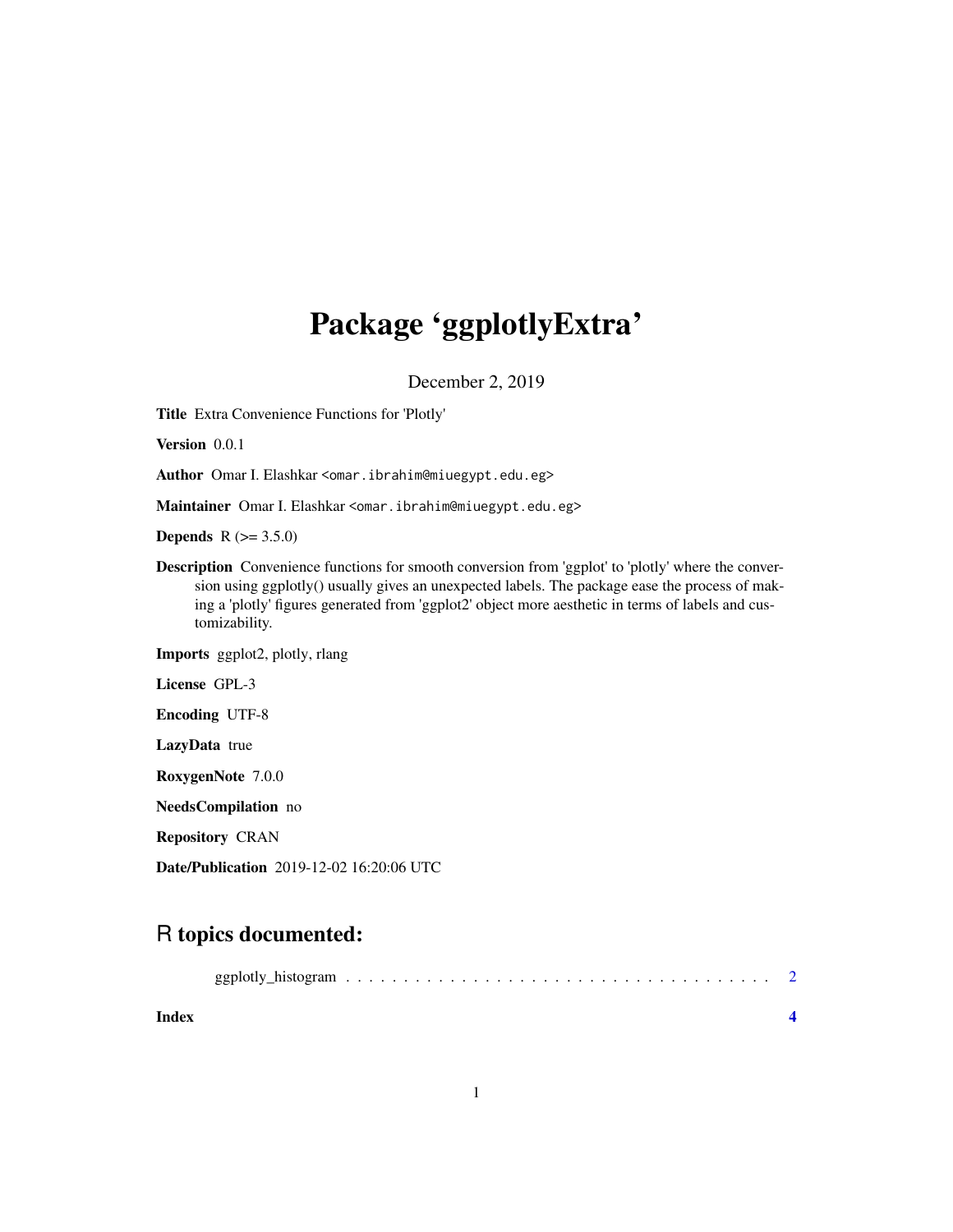# Package 'ggplotlyExtra'

December 2, 2019

**Title** Extra Convenience Functions for 'Plotly'

**Version** 0.0.1

**Author** Omar I. Elashkar <omar.ibrahim@miuegypt.edu.eg>

**Maintainer** Omar I. Elashkar <omar.ibrahim@miuegypt.edu.eg>

**Depends** R (>= 3.5.0)

**Description** Convenience functions for smooth conversion from 'ggplot' to 'plotly' where the conversion using ggplotly() usually gives an unexpected labels. The package ease the process of making a 'plotly' figures generated from 'ggplot2' object more aesthetic in terms of labels and customizability.

**Imports** ggplot2, plotly, rlang

**License** GPL-3

**Encoding** UTF-8

**LazyData** true

**RoxygenNote** 7.0.0

**NeedsCompilation** no

**Repository** CRAN

**Date/Publication** 2019-12-02 16:20:06 UTC

## R topics documented:

ggplotly_histogram . . . . . . . . . . . . . . . . . . . . . . . . . . . . . . . . . . . . 2

**Index** **4**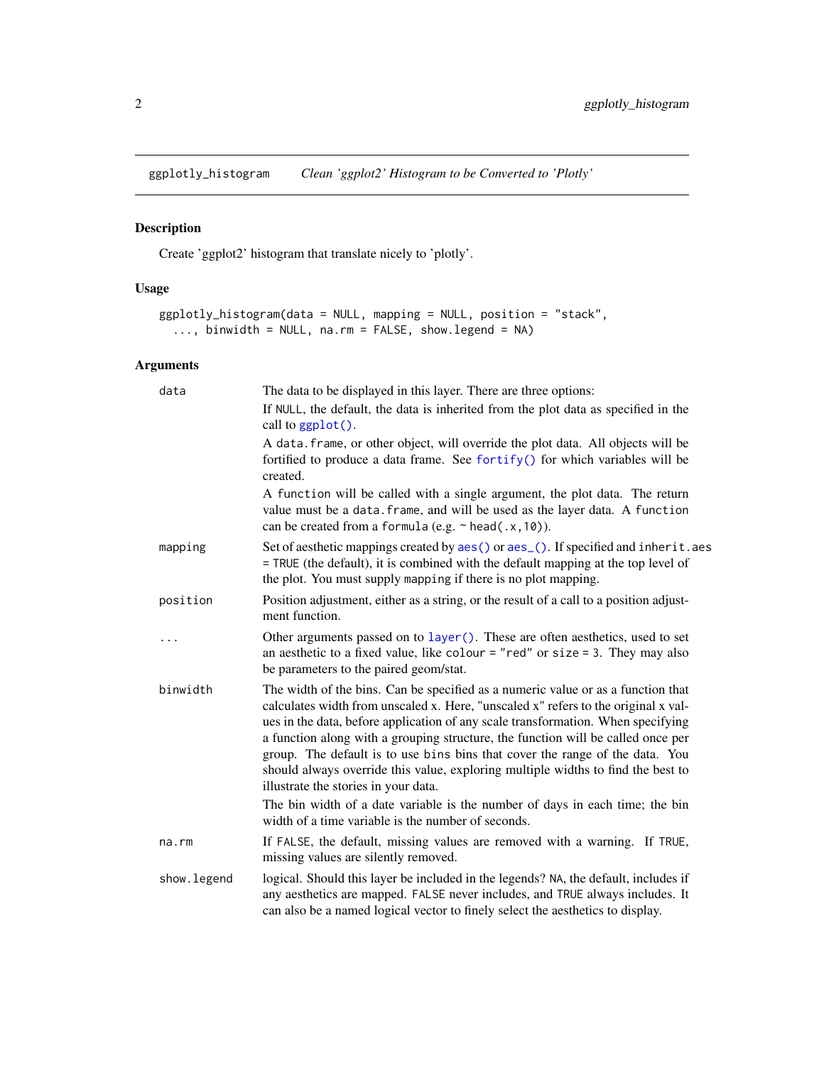ggplotly_histogram *Clean 'ggplot2' Histogram to be Converted to 'Plotly'*

## Description

Create 'ggplot2' histogram that translate nicely to 'plotly'.

## Usage

```
ggplotly_histogram(data = NULL, mapping = NULL, position = "stack",
  ..., binwidth = NULL, na.rm = FALSE, show.legend = NA)
```

## Arguments

| | |
|---|---|
| `data` | The data to be displayed in this layer. There are three options:<br>If `NULL`, the default, the data is inherited from the plot data as specified in the call to `ggplot()`.<br>A `data.frame`, or other object, will override the plot data. All objects will be fortified to produce a data frame. See `fortify()` for which variables will be created.<br>A `function` will be called with a single argument, the plot data. The return value must be a `data.frame`, and will be used as the layer data. A `function` can be created from a `formula` (e.g. `~ head(.x,10)`). |
| `mapping` | Set of aesthetic mappings created by `aes()` or `aes_()`. If specified and `inherit.aes = TRUE` (the default), it is combined with the default mapping at the top level of the plot. You must supply `mapping` if there is no plot mapping. |
| `position` | Position adjustment, either as a string, or the result of a call to a position adjustment function. |
| `...` | Other arguments passed on to `layer()`. These are often aesthetics, used to set an aesthetic to a fixed value, like `colour = "red"` or `size = 3`. They may also be parameters to the paired geom/stat. |
| `binwidth` | The width of the bins. Can be specified as a numeric value or as a function that calculates width from unscaled x. Here, "unscaled x" refers to the original x values in the data, before application of any scale transformation. When specifying a function along with a grouping structure, the function will be called once per group. The default is to use `bins` bins that cover the range of the data. You should always override this value, exploring multiple widths to find the best to illustrate the stories in your data.<br>The bin width of a date variable is the number of days in each time; the bin width of a time variable is the number of seconds. |
| `na.rm` | If `FALSE`, the default, missing values are removed with a warning. If `TRUE`, missing values are silently removed. |
| `show.legend` | logical. Should this layer be included in the legends? `NA`, the default, includes if any aesthetics are mapped. `FALSE` never includes, and `TRUE` always includes. It can also be a named logical vector to finely select the aesthetics to display. |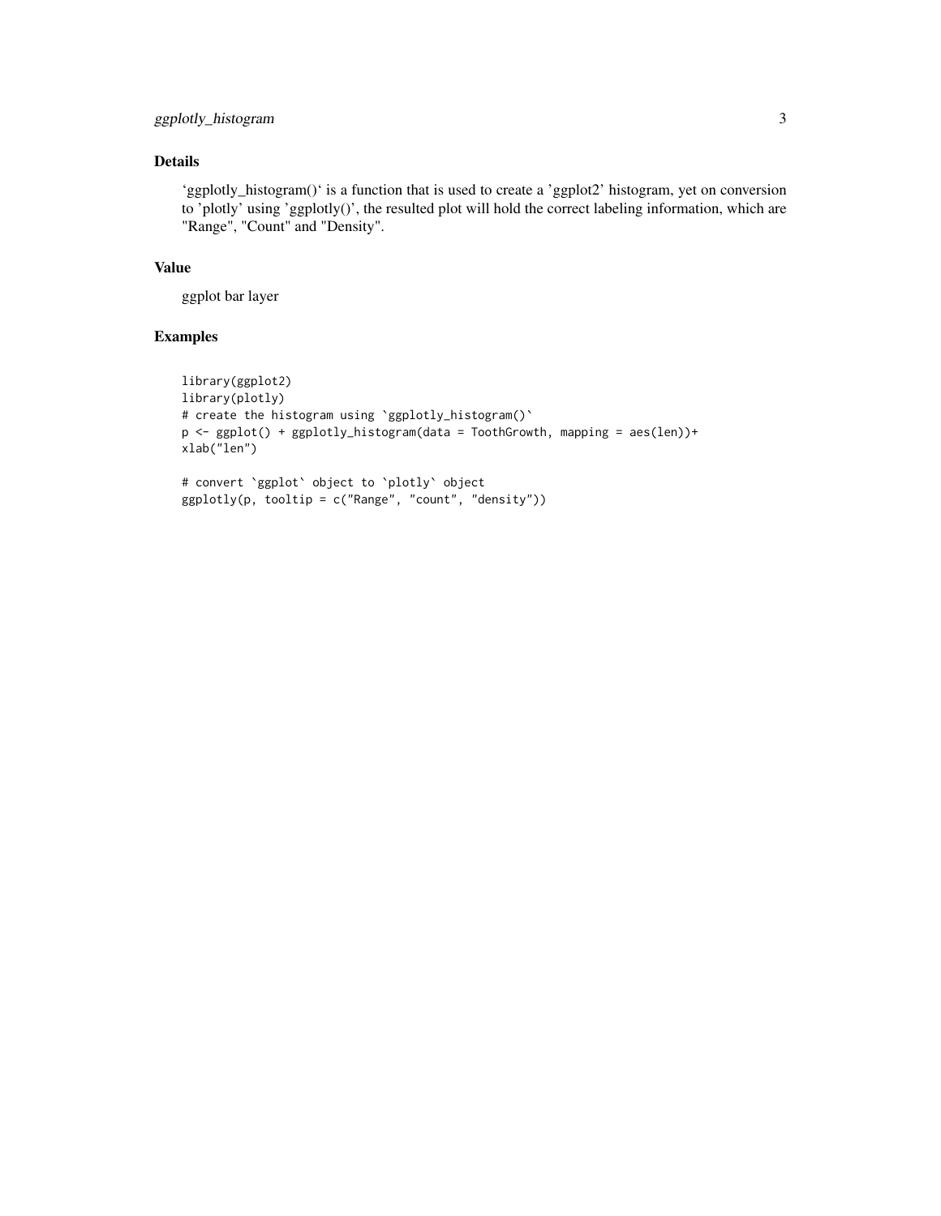### Details

'ggplotly_histogram()' is a function that is used to create a 'ggplot2' histogram, yet on conversion to 'plotly' using 'ggplotly()', the resulted plot will hold the correct labeling information, which are "Range", "Count" and "Density".

### Value

ggplot bar layer

### Examples

```
library(ggplot2)
library(plotly)
# create the histogram using `ggplotly_histogram()`
p <- ggplot() + ggplotly_histogram(data = ToothGrowth, mapping = aes(len))+
xlab("len")

# convert `ggplot` object to `plotly` object
ggplotly(p, tooltip = c("Range", "count", "density"))
```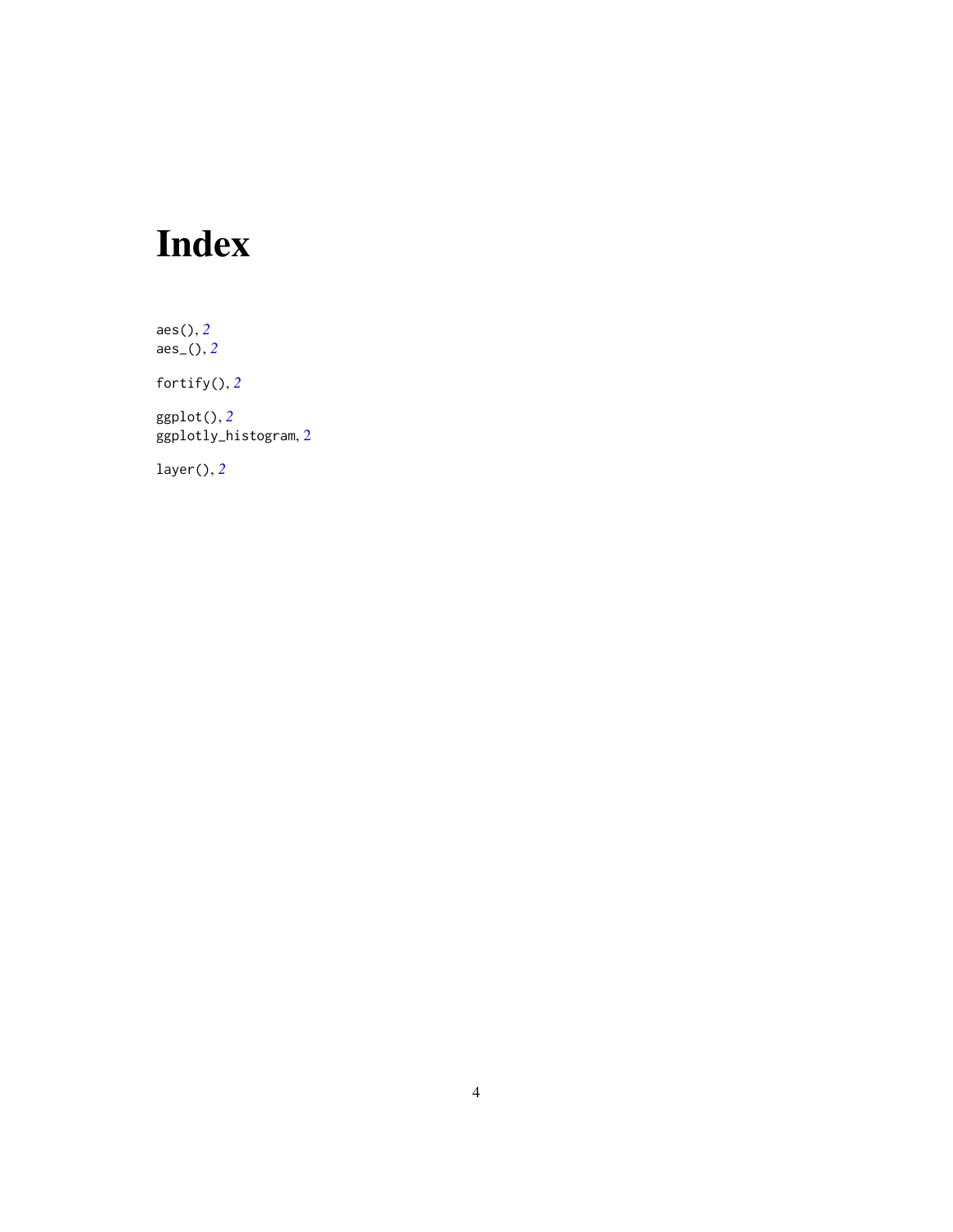# Index

aes(), *2*
aes_(), *2*

fortify(), *2*

ggplot(), *2*
ggplotly_histogram, 2

layer(), *2*